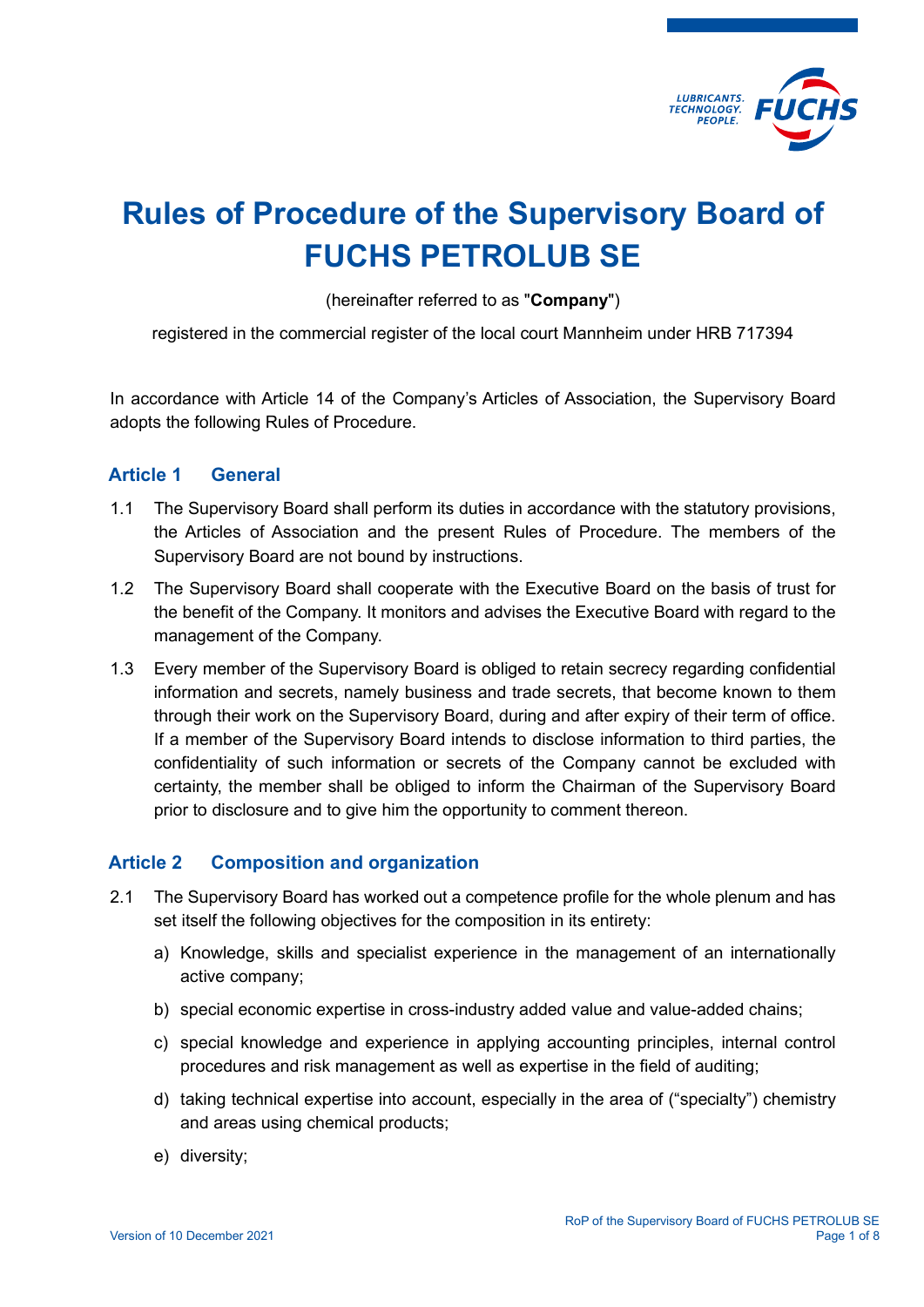# Rules of Procedure of the Supervisory Board of FUCHS PETROLUB SE

(hereinafter referred to as "**Company**")

registered in the commercial register of the local court Mannheim under HRB 717394

In accordance with Article 14 of the Company's Articles of Association, the Supervisory Board adopts the following Rules of Procedure.

## Article 1 General

1.1 The Supervisory Board shall perform its duties in accordance with the statutory provisions, the Articles of Association and the present Rules of Procedure. The members of the Supervisory Board are not bound by instructions.

1.2 The Supervisory Board shall cooperate with the Executive Board on the basis of trust for the benefit of the Company. It monitors and advises the Executive Board with regard to the management of the Company.

1.3 Every member of the Supervisory Board is obliged to retain secrecy regarding confidential information and secrets, namely business and trade secrets, that become known to them through their work on the Supervisory Board, during and after expiry of their term of office. If a member of the Supervisory Board intends to disclose information to third parties, the confidentiality of such information or secrets of the Company cannot be excluded with certainty, the member shall be obliged to inform the Chairman of the Supervisory Board prior to disclosure and to give him the opportunity to comment thereon.

## Article 2 Composition and organization

2.1 The Supervisory Board has worked out a competence profile for the whole plenum and has set itself the following objectives for the composition in its entirety:

a) Knowledge, skills and specialist experience in the management of an internationally active company;

b) special economic expertise in cross-industry added value and value-added chains;

c) special knowledge and experience in applying accounting principles, internal control procedures and risk management as well as expertise in the field of auditing;

d) taking technical expertise into account, especially in the area of ("specialty") chemistry and areas using chemical products;

e) diversity;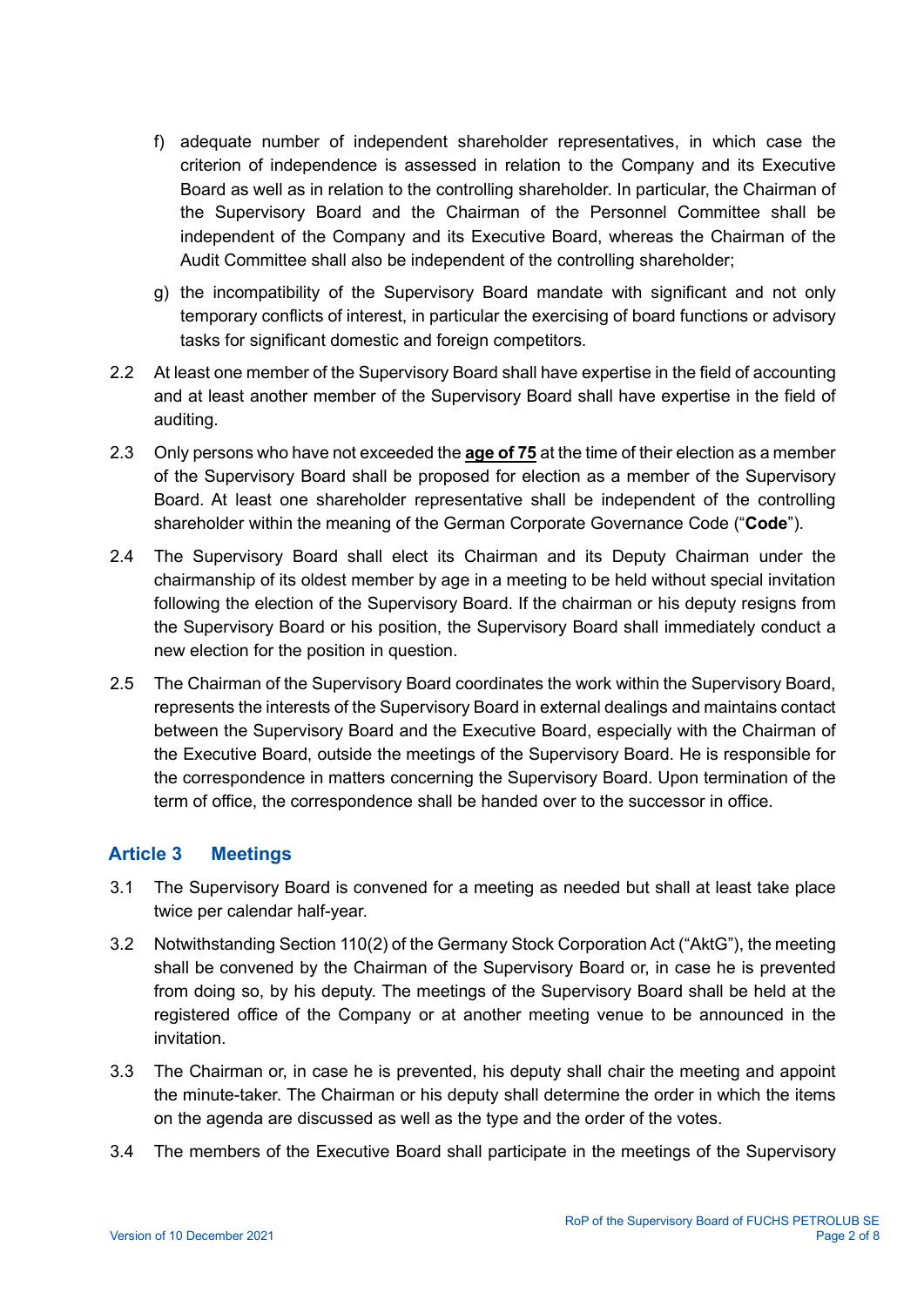f) adequate number of independent shareholder representatives, in which case the criterion of independence is assessed in relation to the Company and its Executive Board as well as in relation to the controlling shareholder. In particular, the Chairman of the Supervisory Board and the Chairman of the Personnel Committee shall be independent of the Company and its Executive Board, whereas the Chairman of the Audit Committee shall also be independent of the controlling shareholder;

g) the incompatibility of the Supervisory Board mandate with significant and not only temporary conflicts of interest, in particular the exercising of board functions or advisory tasks for significant domestic and foreign competitors.

2.2 At least one member of the Supervisory Board shall have expertise in the field of accounting and at least another member of the Supervisory Board shall have expertise in the field of auditing.

2.3 Only persons who have not exceeded the **age of 75** at the time of their election as a member of the Supervisory Board shall be proposed for election as a member of the Supervisory Board. At least one shareholder representative shall be independent of the controlling shareholder within the meaning of the German Corporate Governance Code ("**Code**").

2.4 The Supervisory Board shall elect its Chairman and its Deputy Chairman under the chairmanship of its oldest member by age in a meeting to be held without special invitation following the election of the Supervisory Board. If the chairman or his deputy resigns from the Supervisory Board or his position, the Supervisory Board shall immediately conduct a new election for the position in question.

2.5 The Chairman of the Supervisory Board coordinates the work within the Supervisory Board, represents the interests of the Supervisory Board in external dealings and maintains contact between the Supervisory Board and the Executive Board, especially with the Chairman of the Executive Board, outside the meetings of the Supervisory Board. He is responsible for the correspondence in matters concerning the Supervisory Board. Upon termination of the term of office, the correspondence shall be handed over to the successor in office.

## Article 3 Meetings

3.1 The Supervisory Board is convened for a meeting as needed but shall at least take place twice per calendar half-year.

3.2 Notwithstanding Section 110(2) of the Germany Stock Corporation Act ("AktG"), the meeting shall be convened by the Chairman of the Supervisory Board or, in case he is prevented from doing so, by his deputy. The meetings of the Supervisory Board shall be held at the registered office of the Company or at another meeting venue to be announced in the invitation.

3.3 The Chairman or, in case he is prevented, his deputy shall chair the meeting and appoint the minute-taker. The Chairman or his deputy shall determine the order in which the items on the agenda are discussed as well as the type and the order of the votes.

3.4 The members of the Executive Board shall participate in the meetings of the Supervisory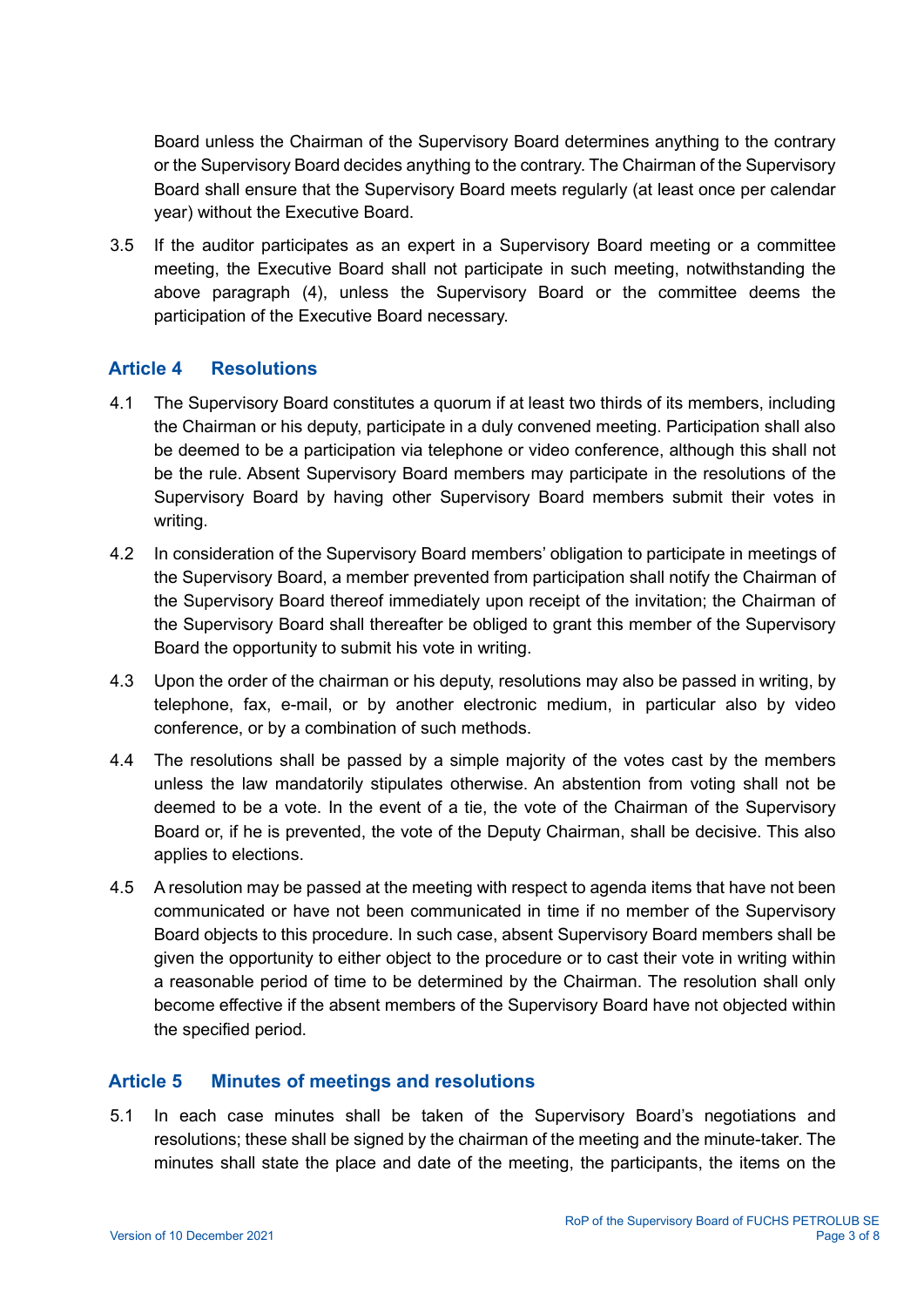Board unless the Chairman of the Supervisory Board determines anything to the contrary or the Supervisory Board decides anything to the contrary. The Chairman of the Supervisory Board shall ensure that the Supervisory Board meets regularly (at least once per calendar year) without the Executive Board.

3.5 If the auditor participates as an expert in a Supervisory Board meeting or a committee meeting, the Executive Board shall not participate in such meeting, notwithstanding the above paragraph (4), unless the Supervisory Board or the committee deems the participation of the Executive Board necessary.

## Article 4 Resolutions

4.1 The Supervisory Board constitutes a quorum if at least two thirds of its members, including the Chairman or his deputy, participate in a duly convened meeting. Participation shall also be deemed to be a participation via telephone or video conference, although this shall not be the rule. Absent Supervisory Board members may participate in the resolutions of the Supervisory Board by having other Supervisory Board members submit their votes in writing.

4.2 In consideration of the Supervisory Board members' obligation to participate in meetings of the Supervisory Board, a member prevented from participation shall notify the Chairman of the Supervisory Board thereof immediately upon receipt of the invitation; the Chairman of the Supervisory Board shall thereafter be obliged to grant this member of the Supervisory Board the opportunity to submit his vote in writing.

4.3 Upon the order of the chairman or his deputy, resolutions may also be passed in writing, by telephone, fax, e-mail, or by another electronic medium, in particular also by video conference, or by a combination of such methods.

4.4 The resolutions shall be passed by a simple majority of the votes cast by the members unless the law mandatorily stipulates otherwise. An abstention from voting shall not be deemed to be a vote. In the event of a tie, the vote of the Chairman of the Supervisory Board or, if he is prevented, the vote of the Deputy Chairman, shall be decisive. This also applies to elections.

4.5 A resolution may be passed at the meeting with respect to agenda items that have not been communicated or have not been communicated in time if no member of the Supervisory Board objects to this procedure. In such case, absent Supervisory Board members shall be given the opportunity to either object to the procedure or to cast their vote in writing within a reasonable period of time to be determined by the Chairman. The resolution shall only become effective if the absent members of the Supervisory Board have not objected within the specified period.

## Article 5 Minutes of meetings and resolutions

5.1 In each case minutes shall be taken of the Supervisory Board's negotiations and resolutions; these shall be signed by the chairman of the meeting and the minute-taker. The minutes shall state the place and date of the meeting, the participants, the items on the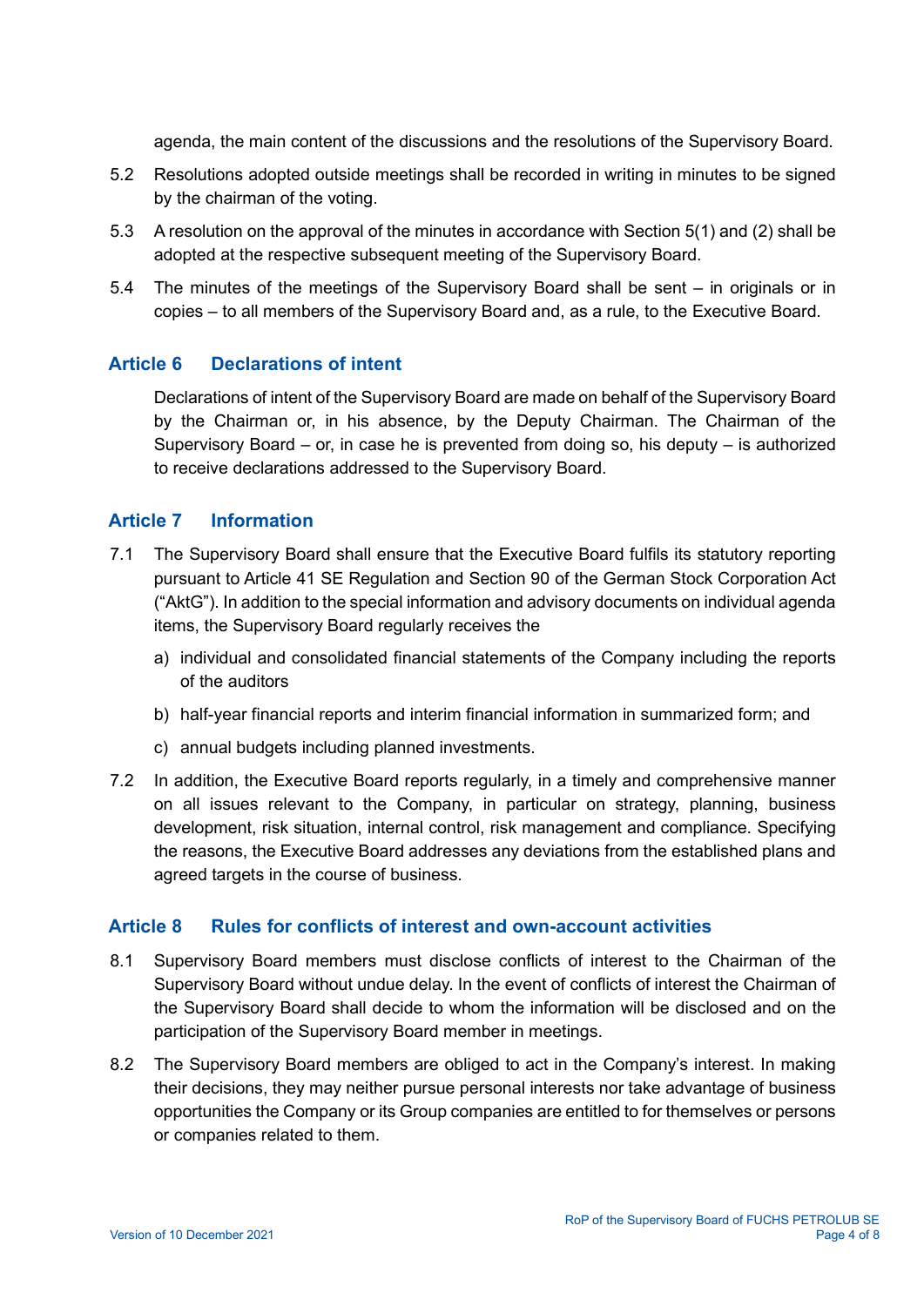agenda, the main content of the discussions and the resolutions of the Supervisory Board.

5.2 Resolutions adopted outside meetings shall be recorded in writing in minutes to be signed by the chairman of the voting.

5.3 A resolution on the approval of the minutes in accordance with Section 5(1) and (2) shall be adopted at the respective subsequent meeting of the Supervisory Board.

5.4 The minutes of the meetings of the Supervisory Board shall be sent – in originals or in copies – to all members of the Supervisory Board and, as a rule, to the Executive Board.

## Article 6 Declarations of intent

Declarations of intent of the Supervisory Board are made on behalf of the Supervisory Board by the Chairman or, in his absence, by the Deputy Chairman. The Chairman of the Supervisory Board – or, in case he is prevented from doing so, his deputy – is authorized to receive declarations addressed to the Supervisory Board.

## Article 7 Information

7.1 The Supervisory Board shall ensure that the Executive Board fulfils its statutory reporting pursuant to Article 41 SE Regulation and Section 90 of the German Stock Corporation Act ("AktG"). In addition to the special information and advisory documents on individual agenda items, the Supervisory Board regularly receives the

a) individual and consolidated financial statements of the Company including the reports of the auditors

b) half-year financial reports and interim financial information in summarized form; and

c) annual budgets including planned investments.

7.2 In addition, the Executive Board reports regularly, in a timely and comprehensive manner on all issues relevant to the Company, in particular on strategy, planning, business development, risk situation, internal control, risk management and compliance. Specifying the reasons, the Executive Board addresses any deviations from the established plans and agreed targets in the course of business.

## Article 8 Rules for conflicts of interest and own-account activities

8.1 Supervisory Board members must disclose conflicts of interest to the Chairman of the Supervisory Board without undue delay. In the event of conflicts of interest the Chairman of the Supervisory Board shall decide to whom the information will be disclosed and on the participation of the Supervisory Board member in meetings.

8.2 The Supervisory Board members are obliged to act in the Company's interest. In making their decisions, they may neither pursue personal interests nor take advantage of business opportunities the Company or its Group companies are entitled to for themselves or persons or companies related to them.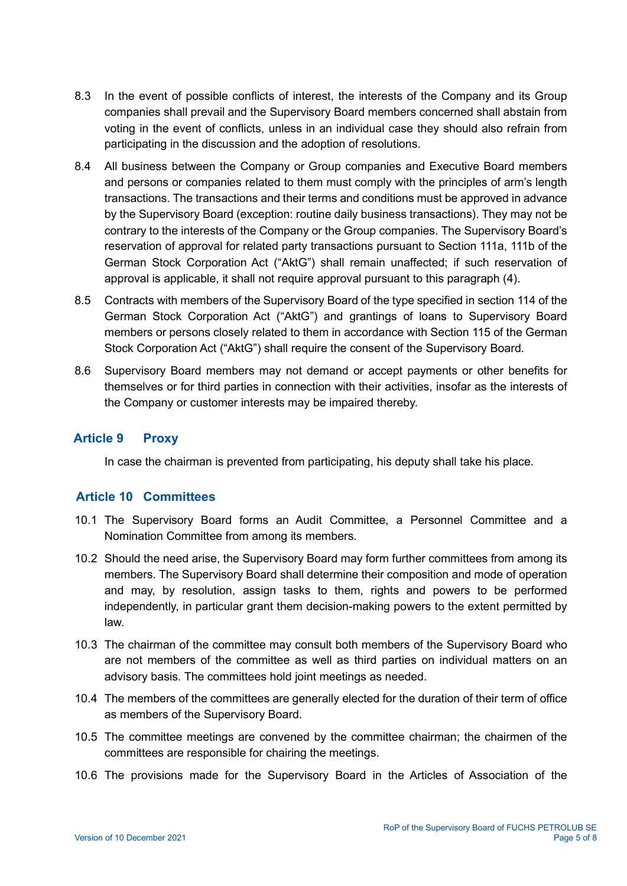8.3 In the event of possible conflicts of interest, the interests of the Company and its Group companies shall prevail and the Supervisory Board members concerned shall abstain from voting in the event of conflicts, unless in an individual case they should also refrain from participating in the discussion and the adoption of resolutions.

8.4 All business between the Company or Group companies and Executive Board members and persons or companies related to them must comply with the principles of arm's length transactions. The transactions and their terms and conditions must be approved in advance by the Supervisory Board (exception: routine daily business transactions). They may not be contrary to the interests of the Company or the Group companies. The Supervisory Board's reservation of approval for related party transactions pursuant to Section 111a, 111b of the German Stock Corporation Act ("AktG") shall remain unaffected; if such reservation of approval is applicable, it shall not require approval pursuant to this paragraph (4).

8.5 Contracts with members of the Supervisory Board of the type specified in section 114 of the German Stock Corporation Act ("AktG") and grantings of loans to Supervisory Board members or persons closely related to them in accordance with Section 115 of the German Stock Corporation Act ("AktG") shall require the consent of the Supervisory Board.

8.6 Supervisory Board members may not demand or accept payments or other benefits for themselves or for third parties in connection with their activities, insofar as the interests of the Company or customer interests may be impaired thereby.

## Article 9 Proxy

In case the chairman is prevented from participating, his deputy shall take his place.

## Article 10 Committees

10.1 The Supervisory Board forms an Audit Committee, a Personnel Committee and a Nomination Committee from among its members.

10.2 Should the need arise, the Supervisory Board may form further committees from among its members. The Supervisory Board shall determine their composition and mode of operation and may, by resolution, assign tasks to them, rights and powers to be performed independently, in particular grant them decision-making powers to the extent permitted by law.

10.3 The chairman of the committee may consult both members of the Supervisory Board who are not members of the committee as well as third parties on individual matters on an advisory basis. The committees hold joint meetings as needed.

10.4 The members of the committees are generally elected for the duration of their term of office as members of the Supervisory Board.

10.5 The committee meetings are convened by the committee chairman; the chairmen of the committees are responsible for chairing the meetings.

10.6 The provisions made for the Supervisory Board in the Articles of Association of the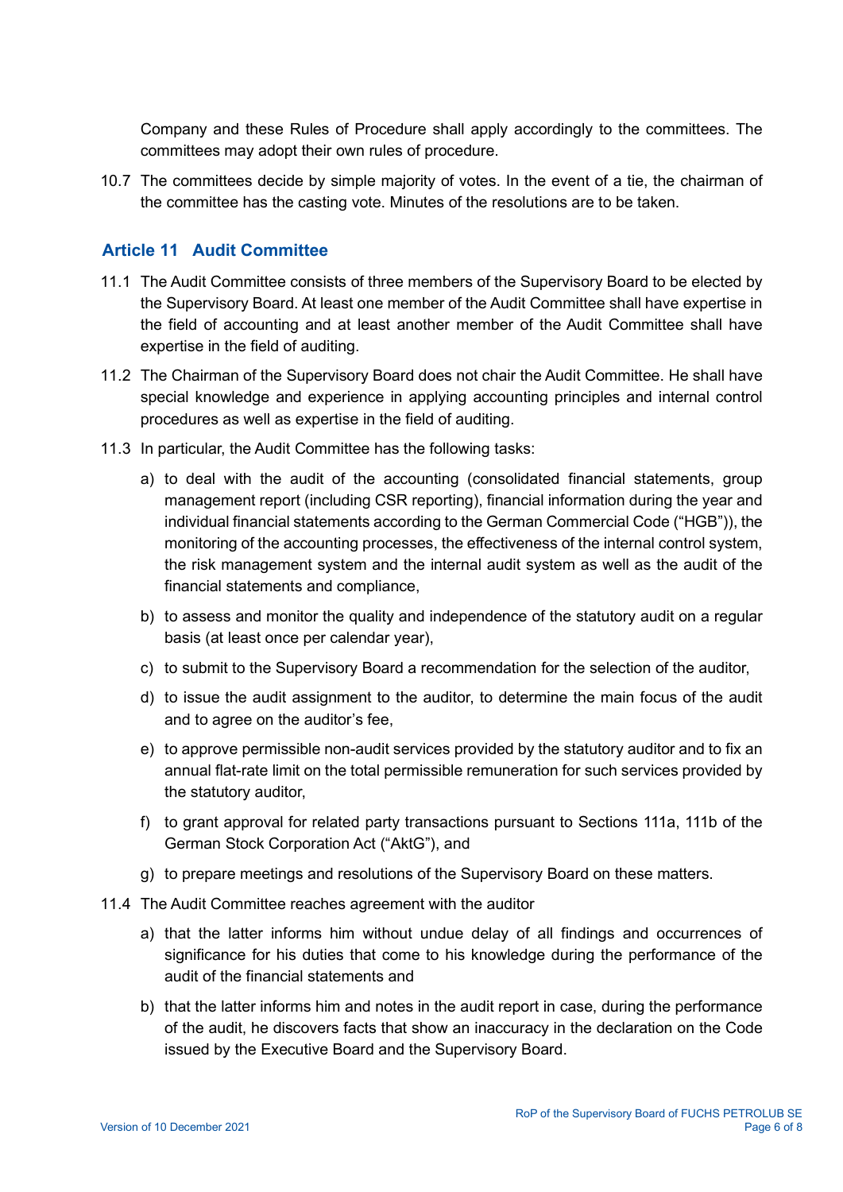Company and these Rules of Procedure shall apply accordingly to the committees. The committees may adopt their own rules of procedure.

10.7 The committees decide by simple majority of votes. In the event of a tie, the chairman of the committee has the casting vote. Minutes of the resolutions are to be taken.

## Article 11 Audit Committee

11.1 The Audit Committee consists of three members of the Supervisory Board to be elected by the Supervisory Board. At least one member of the Audit Committee shall have expertise in the field of accounting and at least another member of the Audit Committee shall have expertise in the field of auditing.

11.2 The Chairman of the Supervisory Board does not chair the Audit Committee. He shall have special knowledge and experience in applying accounting principles and internal control procedures as well as expertise in the field of auditing.

11.3 In particular, the Audit Committee has the following tasks:

a) to deal with the audit of the accounting (consolidated financial statements, group management report (including CSR reporting), financial information during the year and individual financial statements according to the German Commercial Code ("HGB")), the monitoring of the accounting processes, the effectiveness of the internal control system, the risk management system and the internal audit system as well as the audit of the financial statements and compliance,

b) to assess and monitor the quality and independence of the statutory audit on a regular basis (at least once per calendar year),

c) to submit to the Supervisory Board a recommendation for the selection of the auditor,

d) to issue the audit assignment to the auditor, to determine the main focus of the audit and to agree on the auditor's fee,

e) to approve permissible non-audit services provided by the statutory auditor and to fix an annual flat-rate limit on the total permissible remuneration for such services provided by the statutory auditor,

f) to grant approval for related party transactions pursuant to Sections 111a, 111b of the German Stock Corporation Act ("AktG"), and

g) to prepare meetings and resolutions of the Supervisory Board on these matters.

11.4 The Audit Committee reaches agreement with the auditor

a) that the latter informs him without undue delay of all findings and occurrences of significance for his duties that come to his knowledge during the performance of the audit of the financial statements and

b) that the latter informs him and notes in the audit report in case, during the performance of the audit, he discovers facts that show an inaccuracy in the declaration on the Code issued by the Executive Board and the Supervisory Board.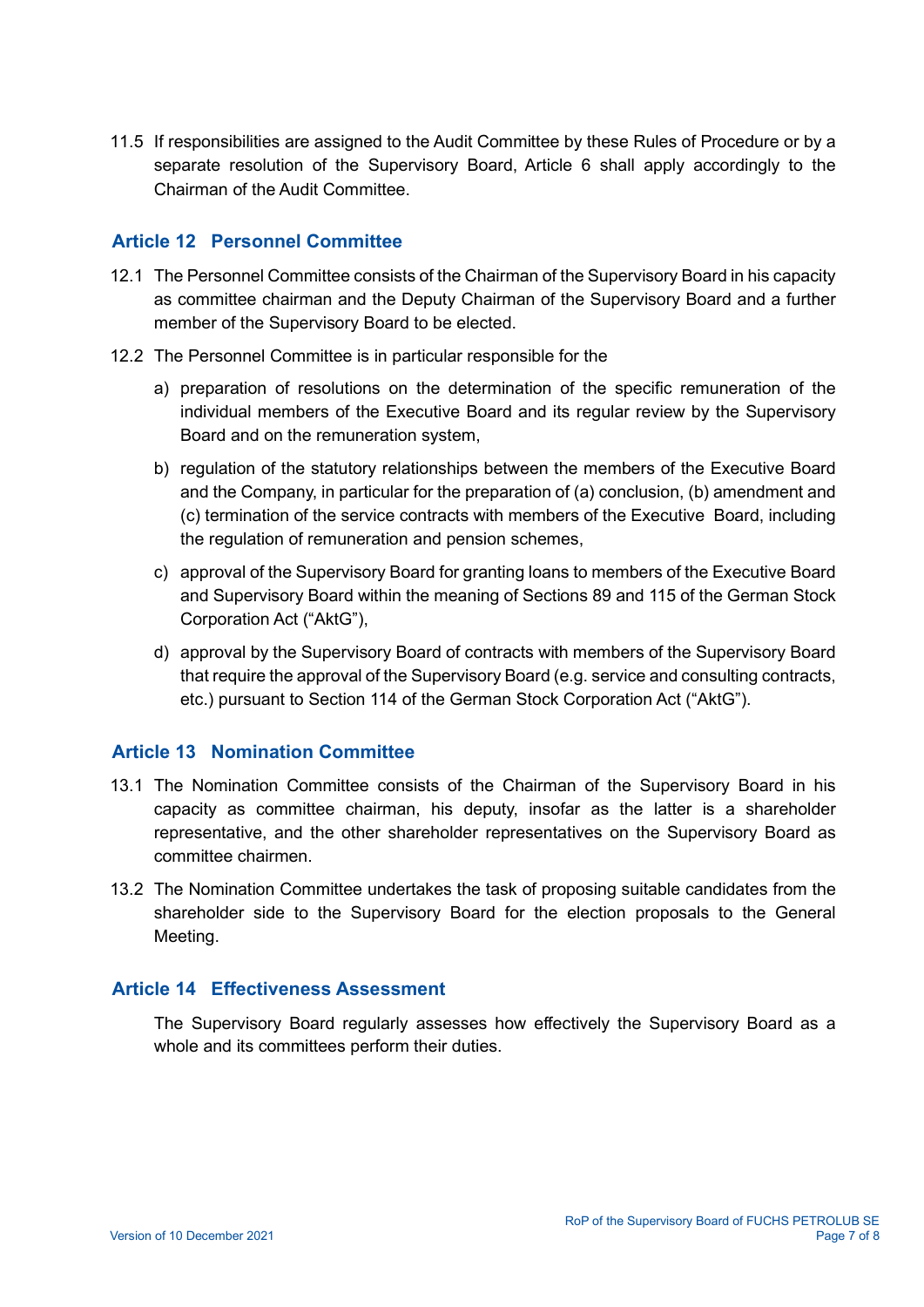11.5 If responsibilities are assigned to the Audit Committee by these Rules of Procedure or by a separate resolution of the Supervisory Board, Article 6 shall apply accordingly to the Chairman of the Audit Committee.

## Article 12 Personnel Committee

12.1 The Personnel Committee consists of the Chairman of the Supervisory Board in his capacity as committee chairman and the Deputy Chairman of the Supervisory Board and a further member of the Supervisory Board to be elected.

12.2 The Personnel Committee is in particular responsible for the

a) preparation of resolutions on the determination of the specific remuneration of the individual members of the Executive Board and its regular review by the Supervisory Board and on the remuneration system,

b) regulation of the statutory relationships between the members of the Executive Board and the Company, in particular for the preparation of (a) conclusion, (b) amendment and (c) termination of the service contracts with members of the Executive Board, including the regulation of remuneration and pension schemes,

c) approval of the Supervisory Board for granting loans to members of the Executive Board and Supervisory Board within the meaning of Sections 89 and 115 of the German Stock Corporation Act ("AktG"),

d) approval by the Supervisory Board of contracts with members of the Supervisory Board that require the approval of the Supervisory Board (e.g. service and consulting contracts, etc.) pursuant to Section 114 of the German Stock Corporation Act ("AktG").

## Article 13 Nomination Committee

13.1 The Nomination Committee consists of the Chairman of the Supervisory Board in his capacity as committee chairman, his deputy, insofar as the latter is a shareholder representative, and the other shareholder representatives on the Supervisory Board as committee chairmen.

13.2 The Nomination Committee undertakes the task of proposing suitable candidates from the shareholder side to the Supervisory Board for the election proposals to the General Meeting.

## Article 14 Effectiveness Assessment

The Supervisory Board regularly assesses how effectively the Supervisory Board as a whole and its committees perform their duties.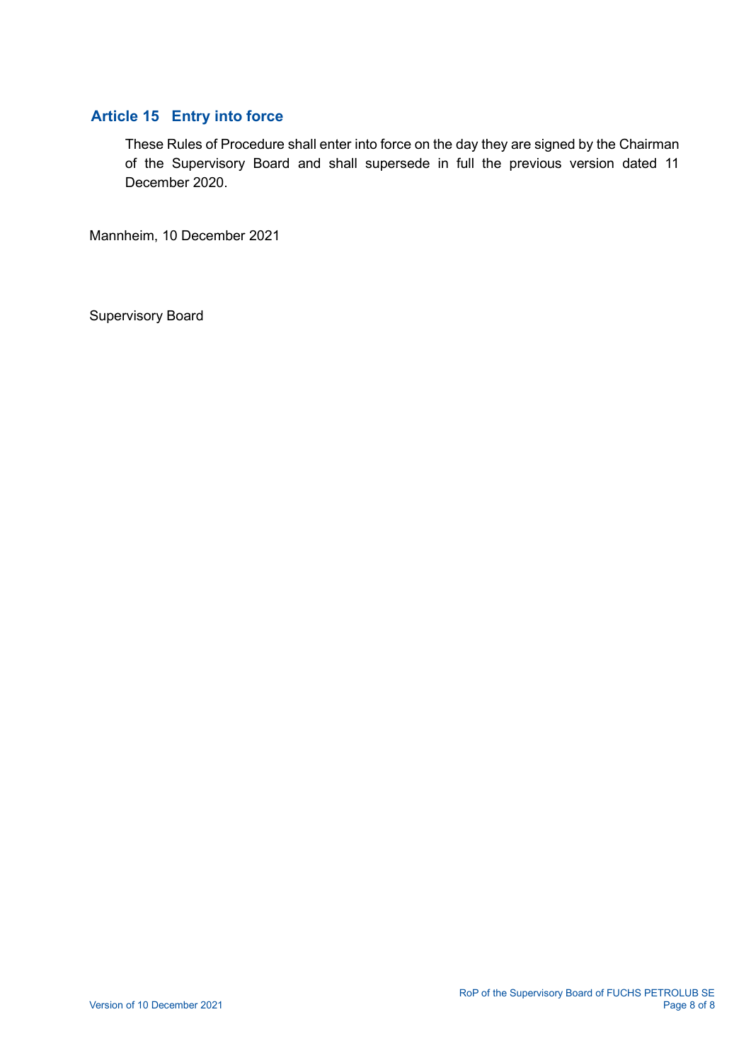## Article 15 Entry into force

These Rules of Procedure shall enter into force on the day they are signed by the Chairman of the Supervisory Board and shall supersede in full the previous version dated 11 December 2020.

Mannheim, 10 December 2021

Supervisory Board